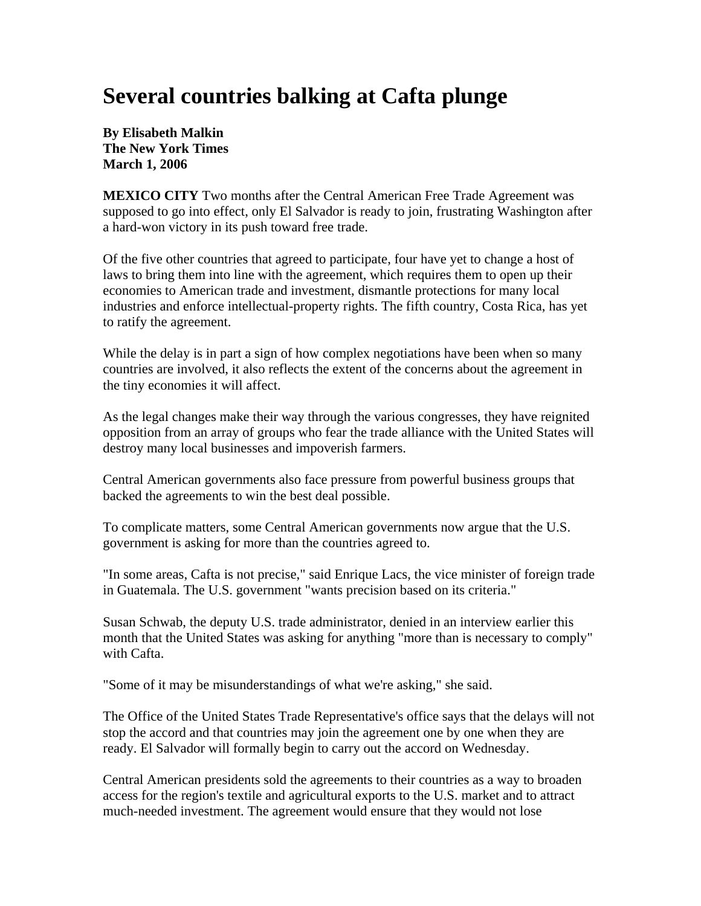# Several countries balking at Cafta plunge

**By Elisabeth Malkin**
**The New York Times**
**March 1, 2006**

**MEXICO CITY** Two months after the Central American Free Trade Agreement was supposed to go into effect, only El Salvador is ready to join, frustrating Washington after a hard-won victory in its push toward free trade.

Of the five other countries that agreed to participate, four have yet to change a host of laws to bring them into line with the agreement, which requires them to open up their economies to American trade and investment, dismantle protections for many local industries and enforce intellectual-property rights. The fifth country, Costa Rica, has yet to ratify the agreement.

While the delay is in part a sign of how complex negotiations have been when so many countries are involved, it also reflects the extent of the concerns about the agreement in the tiny economies it will affect.

As the legal changes make their way through the various congresses, they have reignited opposition from an array of groups who fear the trade alliance with the United States will destroy many local businesses and impoverish farmers.

Central American governments also face pressure from powerful business groups that backed the agreements to win the best deal possible.

To complicate matters, some Central American governments now argue that the U.S. government is asking for more than the countries agreed to.

"In some areas, Cafta is not precise," said Enrique Lacs, the vice minister of foreign trade in Guatemala. The U.S. government "wants precision based on its criteria."

Susan Schwab, the deputy U.S. trade administrator, denied in an interview earlier this month that the United States was asking for anything "more than is necessary to comply" with Cafta.

"Some of it may be misunderstandings of what we're asking," she said.

The Office of the United States Trade Representative's office says that the delays will not stop the accord and that countries may join the agreement one by one when they are ready. El Salvador will formally begin to carry out the accord on Wednesday.

Central American presidents sold the agreements to their countries as a way to broaden access for the region's textile and agricultural exports to the U.S. market and to attract much-needed investment. The agreement would ensure that they would not lose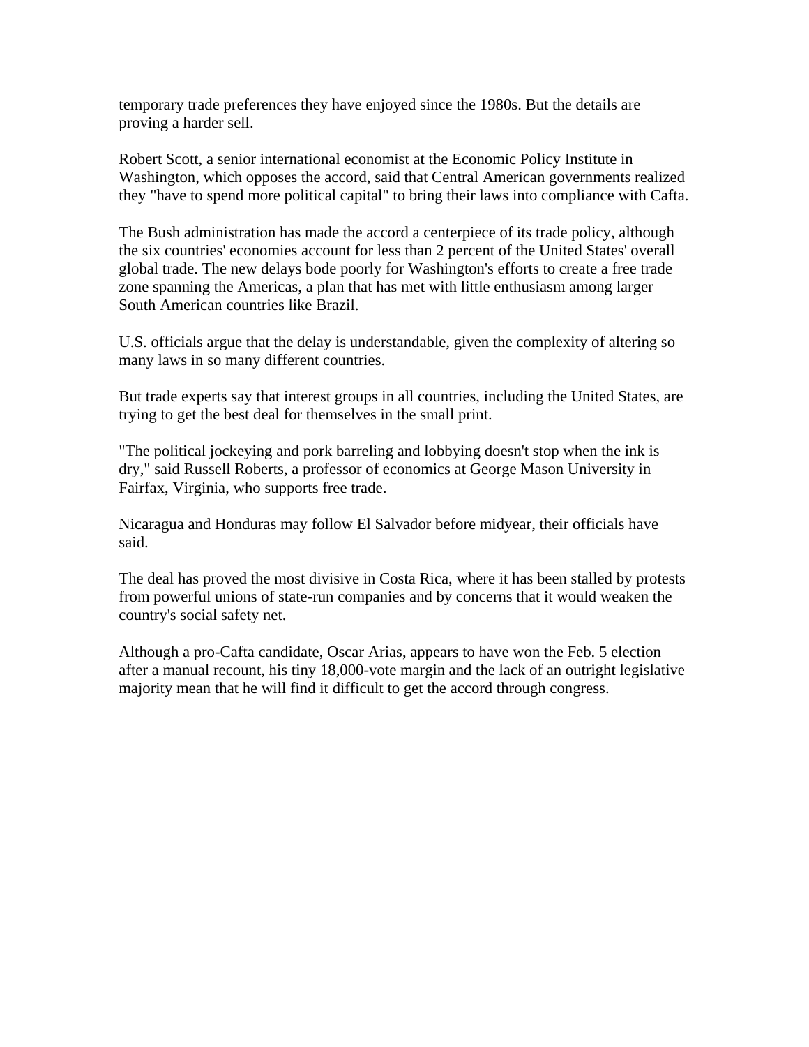temporary trade preferences they have enjoyed since the 1980s. But the details are proving a harder sell.

Robert Scott, a senior international economist at the Economic Policy Institute in Washington, which opposes the accord, said that Central American governments realized they "have to spend more political capital" to bring their laws into compliance with Cafta.

The Bush administration has made the accord a centerpiece of its trade policy, although the six countries' economies account for less than 2 percent of the United States' overall global trade. The new delays bode poorly for Washington's efforts to create a free trade zone spanning the Americas, a plan that has met with little enthusiasm among larger South American countries like Brazil.

U.S. officials argue that the delay is understandable, given the complexity of altering so many laws in so many different countries.

But trade experts say that interest groups in all countries, including the United States, are trying to get the best deal for themselves in the small print.

"The political jockeying and pork barreling and lobbying doesn't stop when the ink is dry," said Russell Roberts, a professor of economics at George Mason University in Fairfax, Virginia, who supports free trade.

Nicaragua and Honduras may follow El Salvador before midyear, their officials have said.

The deal has proved the most divisive in Costa Rica, where it has been stalled by protests from powerful unions of state-run companies and by concerns that it would weaken the country's social safety net.

Although a pro-Cafta candidate, Oscar Arias, appears to have won the Feb. 5 election after a manual recount, his tiny 18,000-vote margin and the lack of an outright legislative majority mean that he will find it difficult to get the accord through congress.